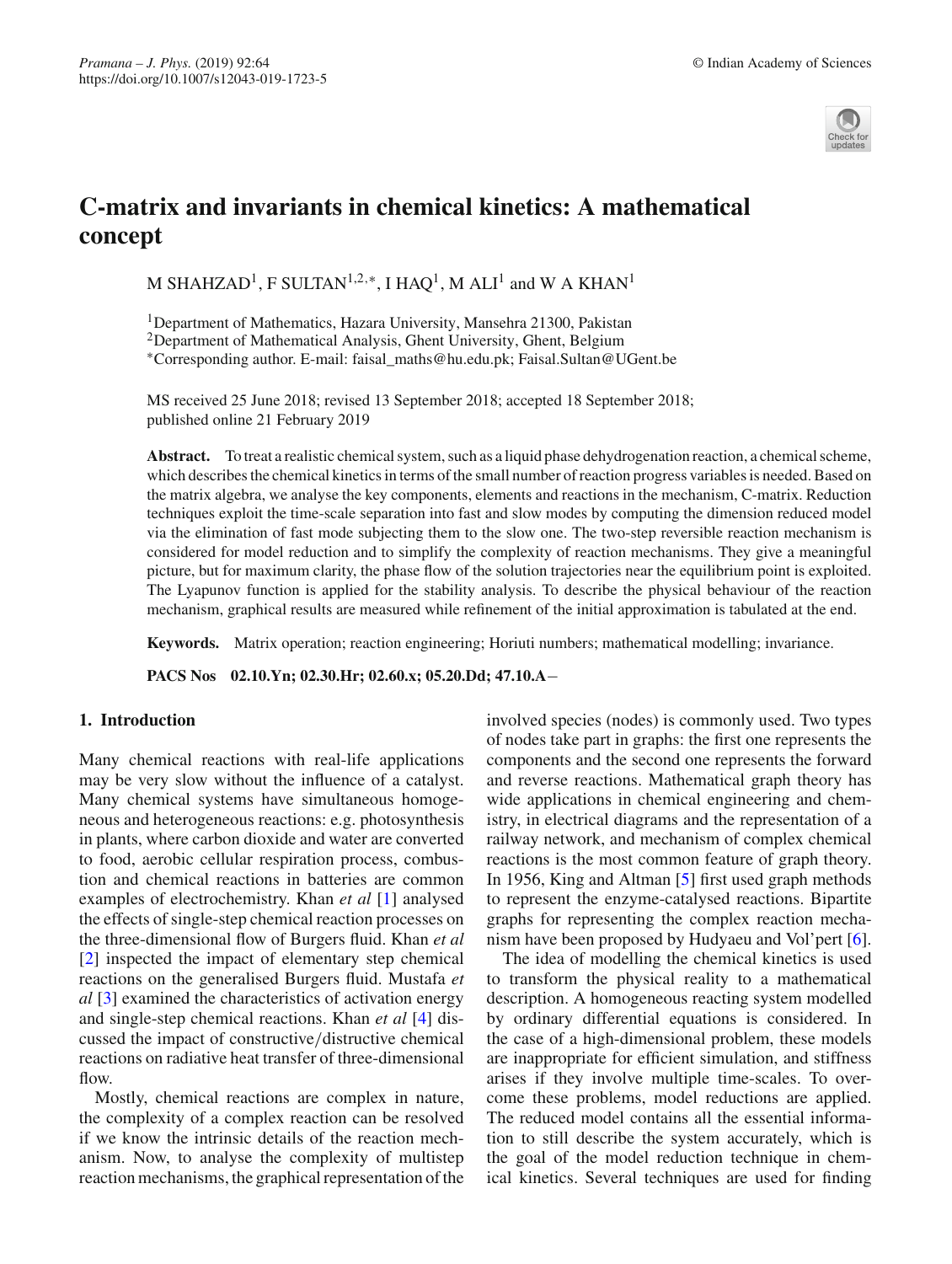# C-matrix and invariants in chemical kinetics: A mathematical concept

M SHAHZAD[1], F SULTAN[1,2,*], I HAQ[1], M ALI[1] and W A KHAN[1]

[1]Department of Mathematics, Hazara University, Mansehra 21300, Pakistan
[2]Department of Mathematical Analysis, Ghent University, Ghent, Belgium
*Corresponding author. E-mail: faisal_maths@hu.edu.pk; Faisal.Sultan@UGent.be

MS received 25 June 2018; revised 13 September 2018; accepted 18 September 2018; published online 21 February 2019

**Abstract.** To treat a realistic chemical system, such as a liquid phase dehydrogenation reaction, a chemical scheme, which describes the chemical kinetics in terms of the small number of reaction progress variables is needed. Based on the matrix algebra, we analyse the key components, elements and reactions in the mechanism, C-matrix. Reduction techniques exploit the time-scale separation into fast and slow modes by computing the dimension reduced model via the elimination of fast mode subjecting them to the slow one. The two-step reversible reaction mechanism is considered for model reduction and to simplify the complexity of reaction mechanisms. They give a meaningful picture, but for maximum clarity, the phase flow of the solution trajectories near the equilibrium point is exploited. The Lyapunov function is applied for the stability analysis. To describe the physical behaviour of the reaction mechanism, graphical results are measured while refinement of the initial approximation is tabulated at the end.

**Keywords.** Matrix operation; reaction engineering; Horiuti numbers; mathematical modelling; invariance.

**PACS Nos** 02.10.Yn; 02.30.Hr; 02.60.x; 05.20.Dd; 47.10.A−

## 1. Introduction

Many chemical reactions with real-life applications may be very slow without the influence of a catalyst. Many chemical systems have simultaneous homogeneous and heterogeneous reactions: e.g. photosynthesis in plants, where carbon dioxide and water are converted to food, aerobic cellular respiration process, combustion and chemical reactions in batteries are common examples of electrochemistry. Khan *et al* [1] analysed the effects of single-step chemical reaction processes on the three-dimensional flow of Burgers fluid. Khan *et al* [2] inspected the impact of elementary step chemical reactions on the generalised Burgers fluid. Mustafa *et al* [3] examined the characteristics of activation energy and single-step chemical reactions. Khan *et al* [4] discussed the impact of constructive/distructive chemical reactions on radiative heat transfer of three-dimensional flow.

Mostly, chemical reactions are complex in nature, the complexity of a complex reaction can be resolved if we know the intrinsic details of the reaction mechanism. Now, to analyse the complexity of multistep reaction mechanisms, the graphical representation of the involved species (nodes) is commonly used. Two types of nodes take part in graphs: the first one represents the components and the second one represents the forward and reverse reactions. Mathematical graph theory has wide applications in chemical engineering and chemistry, in electrical diagrams and the representation of a railway network, and mechanism of complex chemical reactions is the most common feature of graph theory. In 1956, King and Altman [5] first used graph methods to represent the enzyme-catalysed reactions. Bipartite graphs for representing the complex reaction mechanism have been proposed by Hudyaeu and Vol'pert [6].

The idea of modelling the chemical kinetics is used to transform the physical reality to a mathematical description. A homogeneous reacting system modelled by ordinary differential equations is considered. In the case of a high-dimensional problem, these models are inappropriate for efficient simulation, and stiffness arises if they involve multiple time-scales. To overcome these problems, model reductions are applied. The reduced model contains all the essential information to still describe the system accurately, which is the goal of the model reduction technique in chemical kinetics. Several techniques are used for finding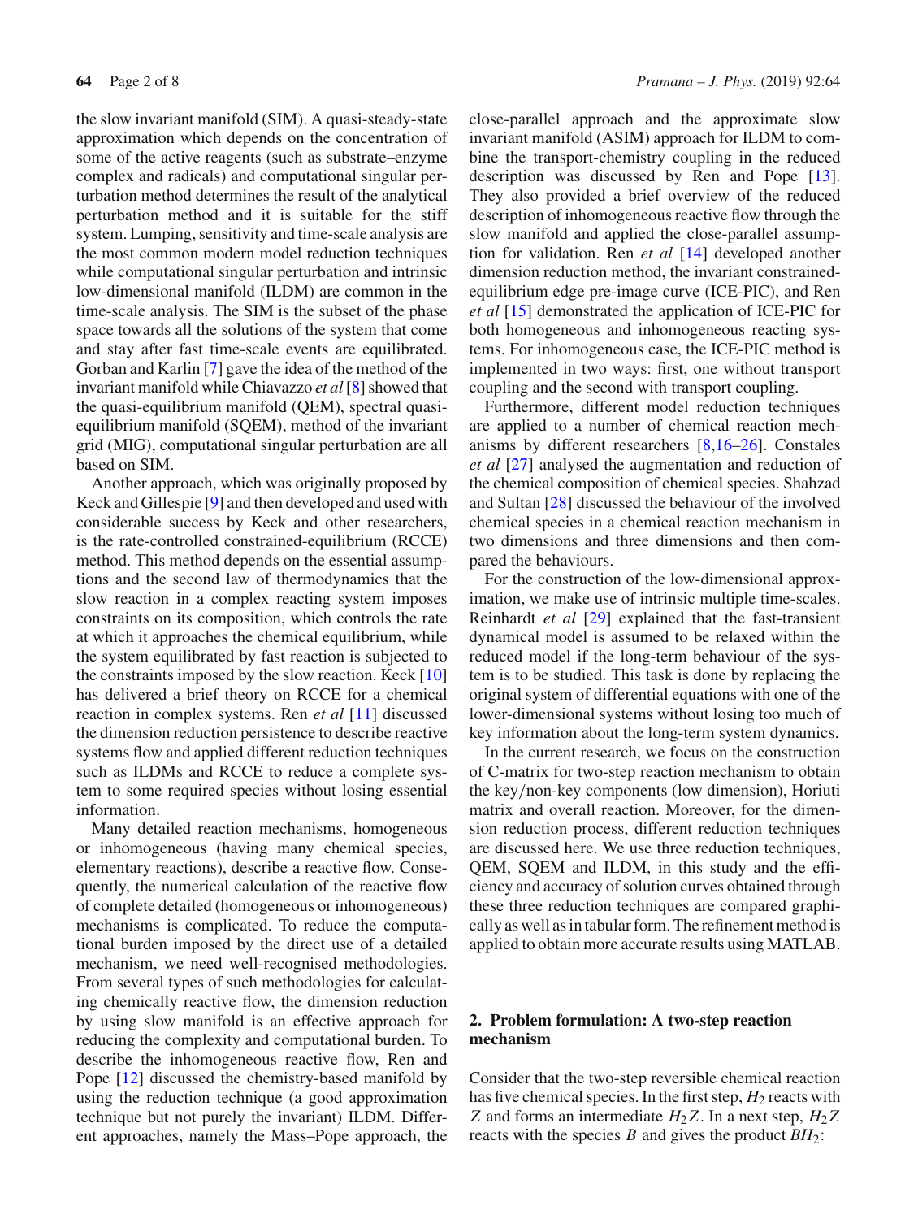the slow invariant manifold (SIM). A quasi-steady-state approximation which depends on the concentration of some of the active reagents (such as substrate–enzyme complex and radicals) and computational singular perturbation method determines the result of the analytical perturbation method and it is suitable for the stiff system. Lumping, sensitivity and time-scale analysis are the most common modern model reduction techniques while computational singular perturbation and intrinsic low-dimensional manifold (ILDM) are common in the time-scale analysis. The SIM is the subset of the phase space towards all the solutions of the system that come and stay after fast time-scale events are equilibrated. Gorban and Karlin [7] gave the idea of the method of the invariant manifold while Chiavazzo *et al* [8] showed that the quasi-equilibrium manifold (QEM), spectral quasi-equilibrium manifold (SQEM), method of the invariant grid (MIG), computational singular perturbation are all based on SIM.

Another approach, which was originally proposed by Keck and Gillespie [9] and then developed and used with considerable success by Keck and other researchers, is the rate-controlled constrained-equilibrium (RCCE) method. This method depends on the essential assumptions and the second law of thermodynamics that the slow reaction in a complex reacting system imposes constraints on its composition, which controls the rate at which it approaches the chemical equilibrium, while the system equilibrated by fast reaction is subjected to the constraints imposed by the slow reaction. Keck [10] has delivered a brief theory on RCCE for a chemical reaction in complex systems. Ren *et al* [11] discussed the dimension reduction persistence to describe reactive systems flow and applied different reduction techniques such as ILDMs and RCCE to reduce a complete system to some required species without losing essential information.

Many detailed reaction mechanisms, homogeneous or inhomogeneous (having many chemical species, elementary reactions), describe a reactive flow. Consequently, the numerical calculation of the reactive flow of complete detailed (homogeneous or inhomogeneous) mechanisms is complicated. To reduce the computational burden imposed by the direct use of a detailed mechanism, we need well-recognised methodologies. From several types of such methodologies for calculating chemically reactive flow, the dimension reduction by using slow manifold is an effective approach for reducing the complexity and computational burden. To describe the inhomogeneous reactive flow, Ren and Pope [12] discussed the chemistry-based manifold by using the reduction technique (a good approximation technique but not purely the invariant) ILDM. Different approaches, namely the Mass–Pope approach, the close-parallel approach and the approximate slow invariant manifold (ASIM) approach for ILDM to combine the transport-chemistry coupling in the reduced description was discussed by Ren and Pope [13]. They also provided a brief overview of the reduced description of inhomogeneous reactive flow through the slow manifold and applied the close-parallel assumption for validation. Ren *et al* [14] developed another dimension reduction method, the invariant constrained-equilibrium edge pre-image curve (ICE-PIC), and Ren *et al* [15] demonstrated the application of ICE-PIC for both homogeneous and inhomogeneous reacting systems. For inhomogeneous case, the ICE-PIC method is implemented in two ways: first, one without transport coupling and the second with transport coupling.

Furthermore, different model reduction techniques are applied to a number of chemical reaction mechanisms by different researchers [8,16–26]. Constales *et al* [27] analysed the augmentation and reduction of the chemical composition of chemical species. Shahzad and Sultan [28] discussed the behaviour of the involved chemical species in a chemical reaction mechanism in two dimensions and three dimensions and then compared the behaviours.

For the construction of the low-dimensional approximation, we make use of intrinsic multiple time-scales. Reinhardt *et al* [29] explained that the fast-transient dynamical model is assumed to be relaxed within the reduced model if the long-term behaviour of the system is to be studied. This task is done by replacing the original system of differential equations with one of the lower-dimensional systems without losing too much of key information about the long-term system dynamics.

In the current research, we focus on the construction of C-matrix for two-step reaction mechanism to obtain the key/non-key components (low dimension), Horiuti matrix and overall reaction. Moreover, for the dimension reduction process, different reduction techniques are discussed here. We use three reduction techniques, QEM, SQEM and ILDM, in this study and the efficiency and accuracy of solution curves obtained through these three reduction techniques are compared graphically as well as in tabular form. The refinement method is applied to obtain more accurate results using MATLAB.

## 2. Problem formulation: A two-step reaction mechanism

Consider that the two-step reversible chemical reaction has five chemical species. In the first step, $H_2$ reacts with $Z$ and forms an intermediate $H_2Z$. In a next step, $H_2Z$ reacts with the species $B$ and gives the product $BH_2$: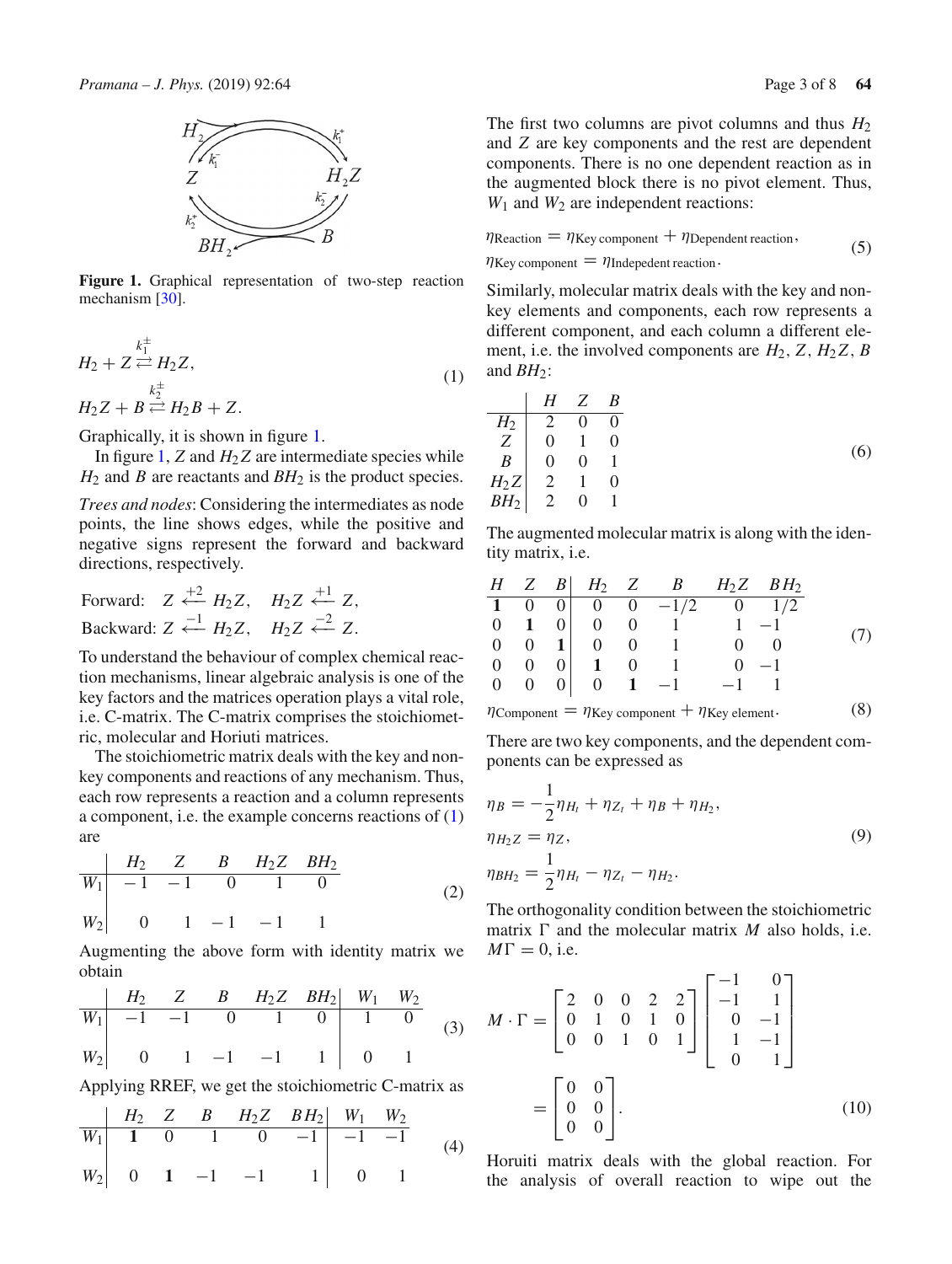Figure 1. Graphical representation of two-step reaction mechanism [30].

$$
\begin{aligned}
&H_2 + Z \overset{k_1^{\pm}}{\rightleftarrows} H_2Z, \\
&H_2Z + B \overset{k_2^{\pm}}{\rightleftarrows} H_2B + Z.
\end{aligned} \tag{1}
$$

Graphically, it is shown in figure 1.

In figure 1, $Z$ and $H_2Z$ are intermediate species while $H_2$ and $B$ are reactants and $BH_2$ is the product species.

*Trees and nodes*: Considering the intermediates as node points, the line shows edges, while the positive and negative signs represent the forward and backward directions, respectively.

$$
\begin{aligned}
&\text{Forward:} \quad Z \overset{+2}{\longleftarrow} H_2Z, \quad H_2Z \overset{+1}{\longleftarrow} Z, \\
&\text{Backward:} \; Z \overset{-1}{\longleftarrow} H_2Z, \quad H_2Z \overset{-2}{\longleftarrow} Z.
\end{aligned}
$$

To understand the behaviour of complex chemical reaction mechanisms, linear algebraic analysis is one of the key factors and the matrices operation plays a vital role, i.e. C-matrix. The C-matrix comprises the stoichiometric, molecular and Horiuti matrices.

The stoichiometric matrix deals with the key and non-key components and reactions of any mechanism. Thus, each row represents a reaction and a column represents a component, i.e. the example concerns reactions of (1) are

| | $H_2$ | $Z$ | $B$ | $H_2Z$ | $BH_2$ |
|---|---|---|---|---|---|
| $W_1$ | −1 | −1 | 0 | 1 | 0 |
| $W_2$ | 0 | 1 | −1 | −1 | 1 |

(2)

Augmenting the above form with identity matrix we obtain

| | $H_2$ | $Z$ | $B$ | $H_2Z$ | $BH_2$ | $W_1$ | $W_2$ |
|---|---|---|---|---|---|---|---|
| $W_1$ | −1 | −1 | 0 | 1 | 0 | 1 | 0 |
| $W_2$ | 0 | 1 | −1 | −1 | 1 | 0 | 1 |

(3)

Applying RREF, we get the stoichiometric C-matrix as

| | $H_2$ | $Z$ | $B$ | $H_2Z$ | $BH_2$ | $W_1$ | $W_2$ |
|---|---|---|---|---|---|---|---|
| $W_1$ | **1** | 0 | 1 | 0 | −1 | −1 | −1 |
| $W_2$ | 0 | **1** | −1 | −1 | 1 | 0 | 1 |

(4)

The first two columns are pivot columns and thus $H_2$ and $Z$ are key components and the rest are dependent components. There is no one dependent reaction as in the augmented block there is no pivot element. Thus, $W_1$ and $W_2$ are independent reactions:

$$
\begin{aligned}
&\eta_{\text{Reaction}} = \eta_{\text{Key component}} + \eta_{\text{Dependent reaction}}, \\
&\eta_{\text{Key component}} = \eta_{\text{Indepedent reaction}}.
\end{aligned} \tag{5}
$$

Similarly, molecular matrix deals with the key and non-key elements and components, each row represents a different component, and each column a different element, i.e. the involved components are $H_2$, $Z$, $H_2Z$, $B$ and $BH_2$:

| | $H$ | $Z$ | $B$ |
|---|---|---|---|
| $H_2$ | 2 | 0 | 0 |
| $Z$ | 0 | 1 | 0 |
| $B$ | 0 | 0 | 1 |
| $H_2Z$ | 2 | 1 | 0 |
| $BH_2$ | 2 | 0 | 1 |

(6)

The augmented molecular matrix is along with the identity matrix, i.e.

| $H$ | $Z$ | $B$ | $H_2$ | $Z$ | $B$ | $H_2Z$ | $BH_2$ |
|---|---|---|---|---|---|---|---|
| **1** | 0 | 0 | 0 | 0 | −1/2 | 0 | 1/2 |
| 0 | **1** | 0 | 0 | 0 | 1 | 1 | −1 |
| 0 | 0 | **1** | 0 | 0 | 1 | 0 | 0 |
| 0 | 0 | 0 | **1** | 0 | 1 | 0 | −1 |
| 0 | 0 | 0 | 0 | **1** | −1 | −1 | 1 |

(7)

$$
\eta_{\text{Component}} = \eta_{\text{Key component}} + \eta_{\text{Key element}}. \tag{8}
$$

There are two key components, and the dependent components can be expressed as

$$
\begin{aligned}
&\eta_B = -\frac{1}{2}\eta_{H_t} + \eta_{Z_t} + \eta_B + \eta_{H_2}, \\
&\eta_{H_2Z} = \eta_Z, \\
&\eta_{BH_2} = \frac{1}{2}\eta_{H_t} - \eta_{Z_t} - \eta_{H_2}.
\end{aligned} \tag{9}
$$

The orthogonality condition between the stoichiometric matrix $\Gamma$ and the molecular matrix $M$ also holds, i.e. $M\Gamma = 0$, i.e.

$$
M \cdot \Gamma = \begin{bmatrix} 2 & 0 & 0 & 2 & 2 \\ 0 & 1 & 0 & 1 & 0 \\ 0 & 0 & 1 & 0 & 1 \end{bmatrix} \begin{bmatrix} -1 & 0 \\ -1 & 1 \\ 0 & -1 \\ 1 & -1 \\ 0 & 1 \end{bmatrix} = \begin{bmatrix} 0 & 0 \\ 0 & 0 \\ 0 & 0 \end{bmatrix}. \tag{10}
$$

Horuiti matrix deals with the global reaction. For the analysis of overall reaction to wipe out the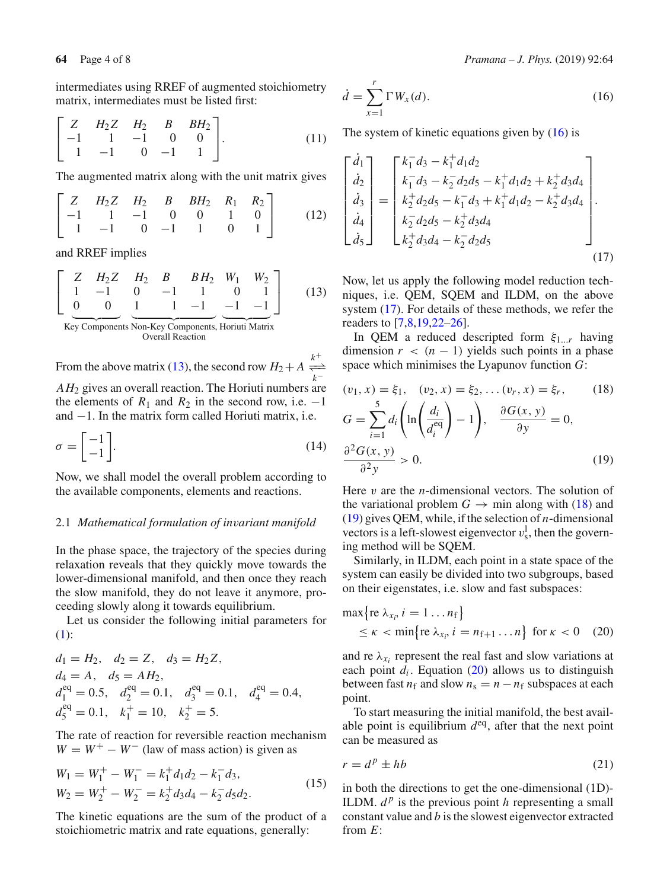intermediates using RREF of augmented stoichiometry matrix, intermediates must be listed first:

$$\begin{bmatrix} Z & H_2Z & H_2 & B & BH_2 \\ -1 & 1 & -1 & 0 & 0 \\ 1 & -1 & 0 & -1 & 1 \end{bmatrix}. \tag{11}$$

The augmented matrix along with the unit matrix gives

$$\begin{bmatrix} Z & H_2Z & H_2 & B & BH_2 & R_1 & R_2 \\ -1 & 1 & -1 & 0 & 0 & 1 & 0 \\ 1 & -1 & 0 & -1 & 1 & 0 & 1 \end{bmatrix} \tag{12}$$

and RREF implies

$$\begin{bmatrix} Z & H_2Z & H_2 & B & BH_2 & W_1 & W_2 \\ 1 & -1 & 0 & -1 & 1 & 0 & 1 \\ \underbrace{0 \quad 0}_{\text{Key Components}} & & \underbrace{1 \quad 1 \quad -1}_{\text{Non-Key Components, Overall Reaction}} & & & \underbrace{-1 \quad -1}_{\text{Horiuti Matrix}} & \end{bmatrix} \tag{13}$$

From the above matrix (13), the second row $H_2 + A \underset{k^-}{\overset{k^+}{\rightleftharpoons}} AH_2$ gives an overall reaction. The Horiuti numbers are the elements of $R_1$ and $R_2$ in the second row, i.e. $-1$ and $-1$. In the matrix form called Horiuti matrix, i.e.

$$\sigma = \begin{bmatrix} -1 \\ -1 \end{bmatrix}. \tag{14}$$

Now, we shall model the overall problem according to the available components, elements and reactions.

### 2.1 *Mathematical formulation of invariant manifold*

In the phase space, the trajectory of the species during relaxation reveals that they quickly move towards the lower-dimensional manifold, and then once they reach the slow manifold, they do not leave it anymore, proceeding slowly along it towards equilibrium.

Let us consider the following initial parameters for (1):

$$d_1 = H_2,\quad d_2 = Z,\quad d_3 = H_2Z,$$
$$d_4 = A,\quad d_5 = AH_2,$$
$$d_1^{\text{eq}} = 0.5,\quad d_2^{\text{eq}} = 0.1,\quad d_3^{\text{eq}} = 0.1,\quad d_4^{\text{eq}} = 0.4,$$
$$d_5^{\text{eq}} = 0.1,\quad k_1^+ = 10,\quad k_2^+ = 5.$$

The rate of reaction for reversible reaction mechanism $W = W^+ - W^-$ (law of mass action) is given as

$$\begin{aligned} W_1 &= W_1^+ - W_1^- = k_1^+ d_1 d_2 - k_1^- d_3, \\ W_2 &= W_2^+ - W_2^- = k_2^+ d_3 d_4 - k_2^- d_5 d_2. \end{aligned} \tag{15}$$

The kinetic equations are the sum of the product of a stoichiometric matrix and rate equations, generally:

$$\dot{d} = \sum_{x=1}^{r} \Gamma W_x(d). \tag{16}$$

The system of kinetic equations given by (16) is

$$\begin{bmatrix} \dot{d}_1 \\ \dot{d}_2 \\ \dot{d}_3 \\ \dot{d}_4 \\ \dot{d}_5 \end{bmatrix} = \begin{bmatrix} k_1^- d_3 - k_1^+ d_1 d_2 \\ k_1^- d_3 - k_2^- d_2 d_5 - k_1^+ d_1 d_2 + k_2^+ d_3 d_4 \\ k_2^+ d_2 d_5 - k_1^- d_3 + k_1^+ d_1 d_2 - k_2^+ d_3 d_4 \\ k_2^- d_2 d_5 - k_2^+ d_3 d_4 \\ k_2^+ d_3 d_4 - k_2^- d_2 d_5 \end{bmatrix}. \tag{17}$$

Now, let us apply the following model reduction techniques, i.e. QEM, SQEM and ILDM, on the above system (17). For details of these methods, we refer the readers to [7,8,19,22–26].

In QEM a reduced descripted form $\xi_{1\ldots r}$ having dimension $r < (n-1)$ yields such points in a phase space which minimises the Lyapunov function $G$:

$$(v_1, x) = \xi_1,\quad (v_2, x) = \xi_2, \ldots (v_r, x) = \xi_r, \tag{18}$$

$$G = \sum_{i=1}^{5} d_i \left( \ln\left( \frac{d_i}{d_i^{\text{eq}}} \right) - 1 \right),\quad \frac{\partial G(x,y)}{\partial y} = 0,$$
$$\frac{\partial^2 G(x,y)}{\partial^2 y} > 0. \tag{19}$$

Here $v$ are the $n$-dimensional vectors. The solution of the variational problem $G \to \min$ along with (18) and (19) gives QEM, while, if the selection of $n$-dimensional vectors is a left-slowest eigenvector $v_s^1$, then the governing method will be SQEM.

Similarly, in ILDM, each point in a state space of the system can easily be divided into two subgroups, based on their eigenstates, i.e. slow and fast subspaces:

$$\max\{\text{re}\,\lambda_{x_i}, i = 1 \ldots n_f\}$$
$$\leq \kappa < \min\{\text{re}\,\lambda_{x_i}, i = n_{f+1} \ldots n\} \quad \text{for } \kappa < 0 \tag{20}$$

and re $\lambda_{x_i}$ represent the real fast and slow variations at each point $d_i$. Equation (20) allows us to distinguish between fast $n_f$ and slow $n_s = n - n_f$ subspaces at each point.

To start measuring the initial manifold, the best available point is equilibrium $d^{\text{eq}}$, after that the next point can be measured as

$$r = d^p \pm hb \tag{21}$$

in both the directions to get the one-dimensional (1D)-ILDM. $d^p$ is the previous point $h$ representing a small constant value and $b$ is the slowest eigenvector extracted from $E$: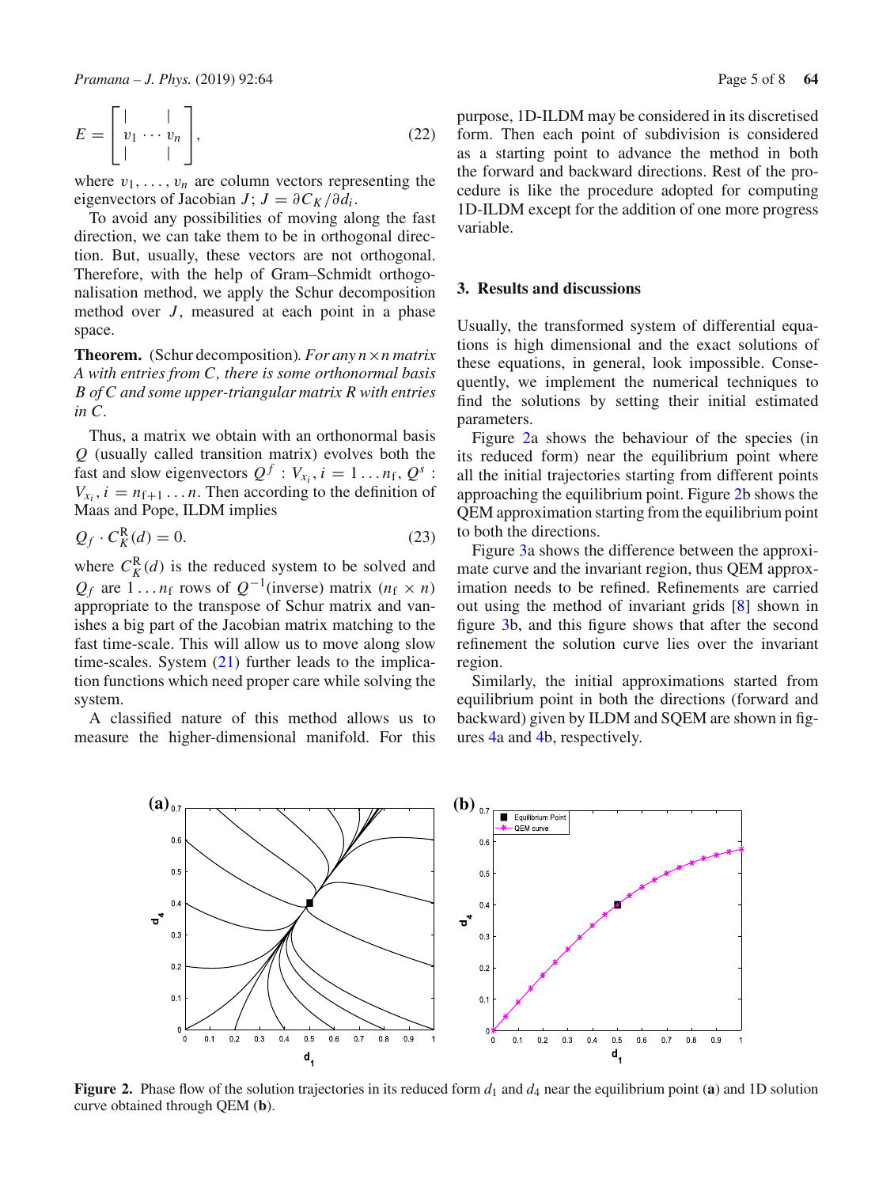$$E = \begin{bmatrix} | & & | \\ v_1 & \cdots & v_n \\ | & & | \end{bmatrix}, \tag{22}$$

where $v_1, \ldots, v_n$ are column vectors representing the eigenvectors of Jacobian $J$; $J = \partial C_K / \partial d_i$.

To avoid any possibilities of moving along the fast direction, we can take them to be in orthogonal direction. But, usually, these vectors are not orthogonal. Therefore, with the help of Gram–Schmidt orthogonalisation method, we apply the Schur decomposition method over $J$, measured at each point in a phase space.

**Theorem.** (Schur decomposition). *For any $n \times n$ matrix $A$ with entries from $C$, there is some orthonormal basis $B$ of $C$ and some upper-triangular matrix $R$ with entries in $C$.*

Thus, a matrix we obtain with an orthonormal basis $Q$ (usually called transition matrix) evolves both the fast and slow eigenvectors $Q^f : V_{x_i}, i = 1 \ldots n_f$, $Q^s : V_{x_i}, i = n_{f+1} \ldots n$. Then according to the definition of Maas and Pope, ILDM implies

$$Q_f \cdot C_K^{R}(d) = 0. \tag{23}$$

where $C_K^{R}(d)$ is the reduced system to be solved and $Q_f$ are $1 \ldots n_f$ rows of $Q^{-1}$(inverse) matrix ($n_f \times n$) appropriate to the transpose of Schur matrix and vanishes a big part of the Jacobian matrix matching to the fast time-scale. This will allow us to move along slow time-scales. System (21) further leads to the implication functions which need proper care while solving the system.

A classified nature of this method allows us to measure the higher-dimensional manifold. For this purpose, 1D-ILDM may be considered in its discretised form. Then each point of subdivision is considered as a starting point to advance the method in both the forward and backward directions. Rest of the procedure is like the procedure adopted for computing 1D-ILDM except for the addition of one more progress variable.

## 3. Results and discussions

Usually, the transformed system of differential equations is high dimensional and the exact solutions of these equations, in general, look impossible. Consequently, we implement the numerical techniques to find the solutions by setting their initial estimated parameters.

Figure 2a shows the behaviour of the species (in its reduced form) near the equilibrium point where all the initial trajectories starting from different points approaching the equilibrium point. Figure 2b shows the QEM approximation starting from the equilibrium point to both the directions.

Figure 3a shows the difference between the approximate curve and the invariant region, thus QEM approximation needs to be refined. Refinements are carried out using the method of invariant grids [8] shown in figure 3b, and this figure shows that after the second refinement the solution curve lies over the invariant region.

Similarly, the initial approximations started from equilibrium point in both the directions (forward and backward) given by ILDM and SQEM are shown in figures 4a and 4b, respectively.

**Figure 2.** Phase flow of the solution trajectories in its reduced form $d_1$ and $d_4$ near the equilibrium point (**a**) and 1D solution curve obtained through QEM (**b**).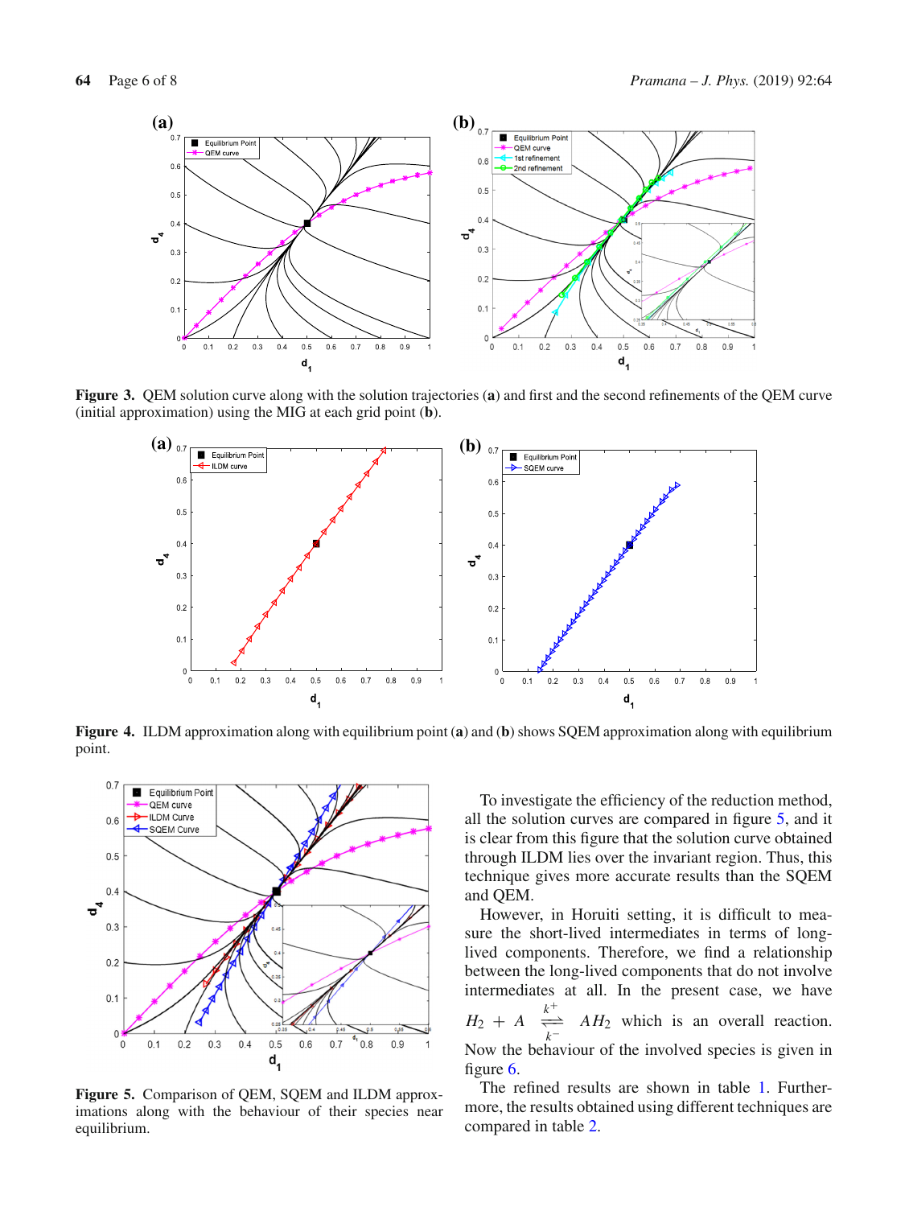**Figure 3.** QEM solution curve along with the solution trajectories (**a**) and first and the second refinements of the QEM curve (initial approximation) using the MIG at each grid point (**b**).

**Figure 4.** ILDM approximation along with equilibrium point (**a**) and (**b**) shows SQEM approximation along with equilibrium point.

**Figure 5.** Comparison of QEM, SQEM and ILDM approximations along with the behaviour of their species near equilibrium.

To investigate the efficiency of the reduction method, all the solution curves are compared in figure 5, and it is clear from this figure that the solution curve obtained through ILDM lies over the invariant region. Thus, this technique gives more accurate results than the SQEM and QEM.

However, in Horuiti setting, it is difficult to measure the short-lived intermediates in terms of long-lived components. Therefore, we find a relationship between the long-lived components that do not involve intermediates at all. In the present case, we have $H_2 + A \underset{k^-}{\overset{k^+}{\rightleftharpoons}} AH_2$ which is an overall reaction. Now the behaviour of the involved species is given in figure 6.

The refined results are shown in table 1. Furthermore, the results obtained using different techniques are compared in table 2.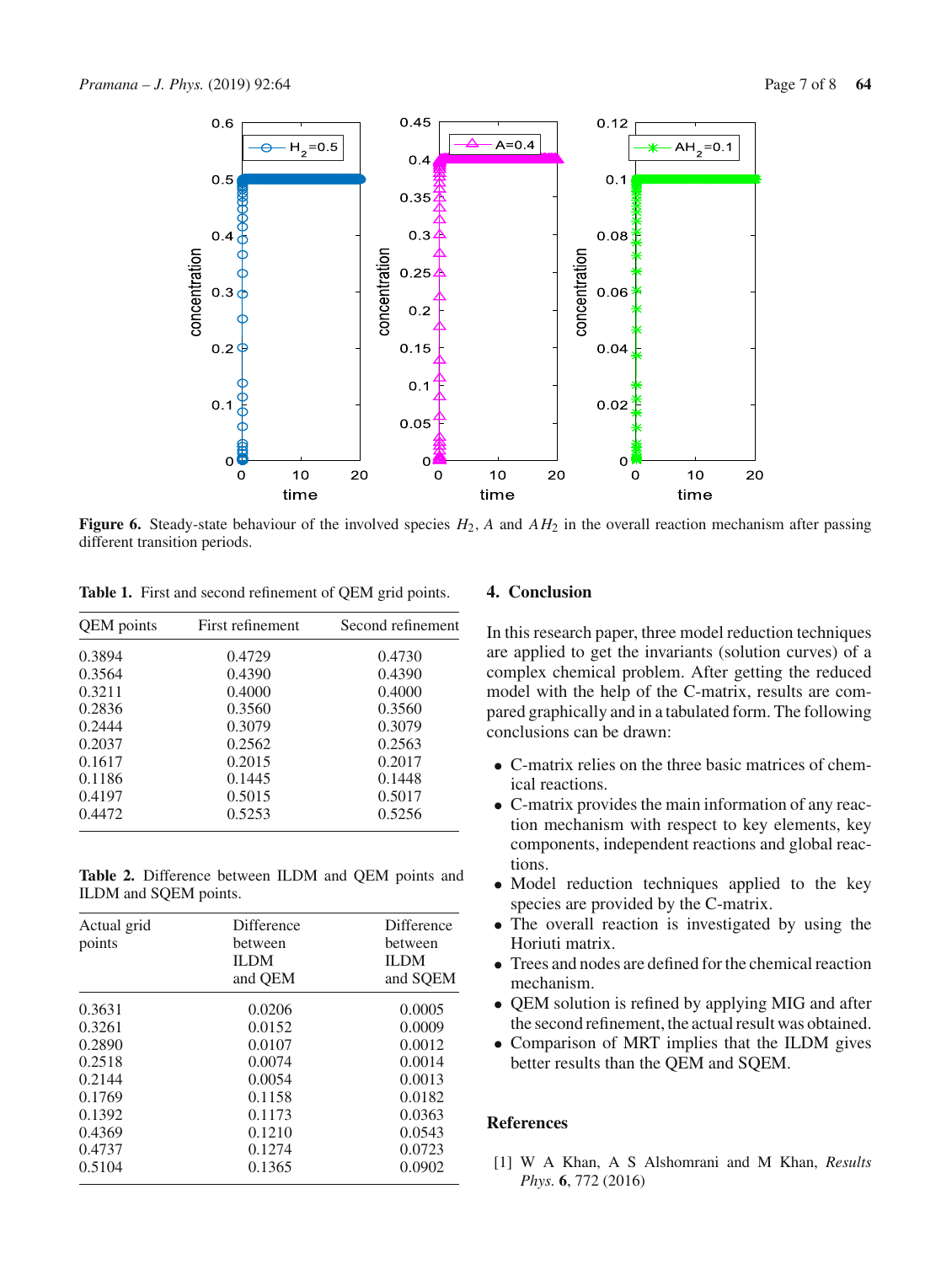**Figure 6.** Steady-state behaviour of the involved species $H_2$, $A$ and $AH_2$ in the overall reaction mechanism after passing different transition periods.

**Table 1.** First and second refinement of QEM grid points.

| QEM points | First refinement | Second refinement |
|---|---|---|
| 0.3894 | 0.4729 | 0.4730 |
| 0.3564 | 0.4390 | 0.4390 |
| 0.3211 | 0.4000 | 0.4000 |
| 0.2836 | 0.3560 | 0.3560 |
| 0.2444 | 0.3079 | 0.3079 |
| 0.2037 | 0.2562 | 0.2563 |
| 0.1617 | 0.2015 | 0.2017 |
| 0.1186 | 0.1445 | 0.1448 |
| 0.4197 | 0.5015 | 0.5017 |
| 0.4472 | 0.5253 | 0.5256 |

**Table 2.** Difference between ILDM and QEM points and ILDM and SQEM points.

| Actual grid points | Difference between ILDM and QEM | Difference between ILDM and SQEM |
|---|---|---|
| 0.3631 | 0.0206 | 0.0005 |
| 0.3261 | 0.0152 | 0.0009 |
| 0.2890 | 0.0107 | 0.0012 |
| 0.2518 | 0.0074 | 0.0014 |
| 0.2144 | 0.0054 | 0.0013 |
| 0.1769 | 0.1158 | 0.0182 |
| 0.1392 | 0.1173 | 0.0363 |
| 0.4369 | 0.1210 | 0.0543 |
| 0.4737 | 0.1274 | 0.0723 |
| 0.5104 | 0.1365 | 0.0902 |

## 4. Conclusion

In this research paper, three model reduction techniques are applied to get the invariants (solution curves) of a complex chemical problem. After getting the reduced model with the help of the C-matrix, results are compared graphically and in a tabulated form. The following conclusions can be drawn:

- C-matrix relies on the three basic matrices of chemical reactions.
- C-matrix provides the main information of any reaction mechanism with respect to key elements, key components, independent reactions and global reactions.
- Model reduction techniques applied to the key species are provided by the C-matrix.
- The overall reaction is investigated by using the Horiuti matrix.
- Trees and nodes are defined for the chemical reaction mechanism.
- QEM solution is refined by applying MIG and after the second refinement, the actual result was obtained.
- Comparison of MRT implies that the ILDM gives better results than the QEM and SQEM.

## References

[1] W A Khan, A S Alshomrani and M Khan, *Results Phys.* **6**, 772 (2016)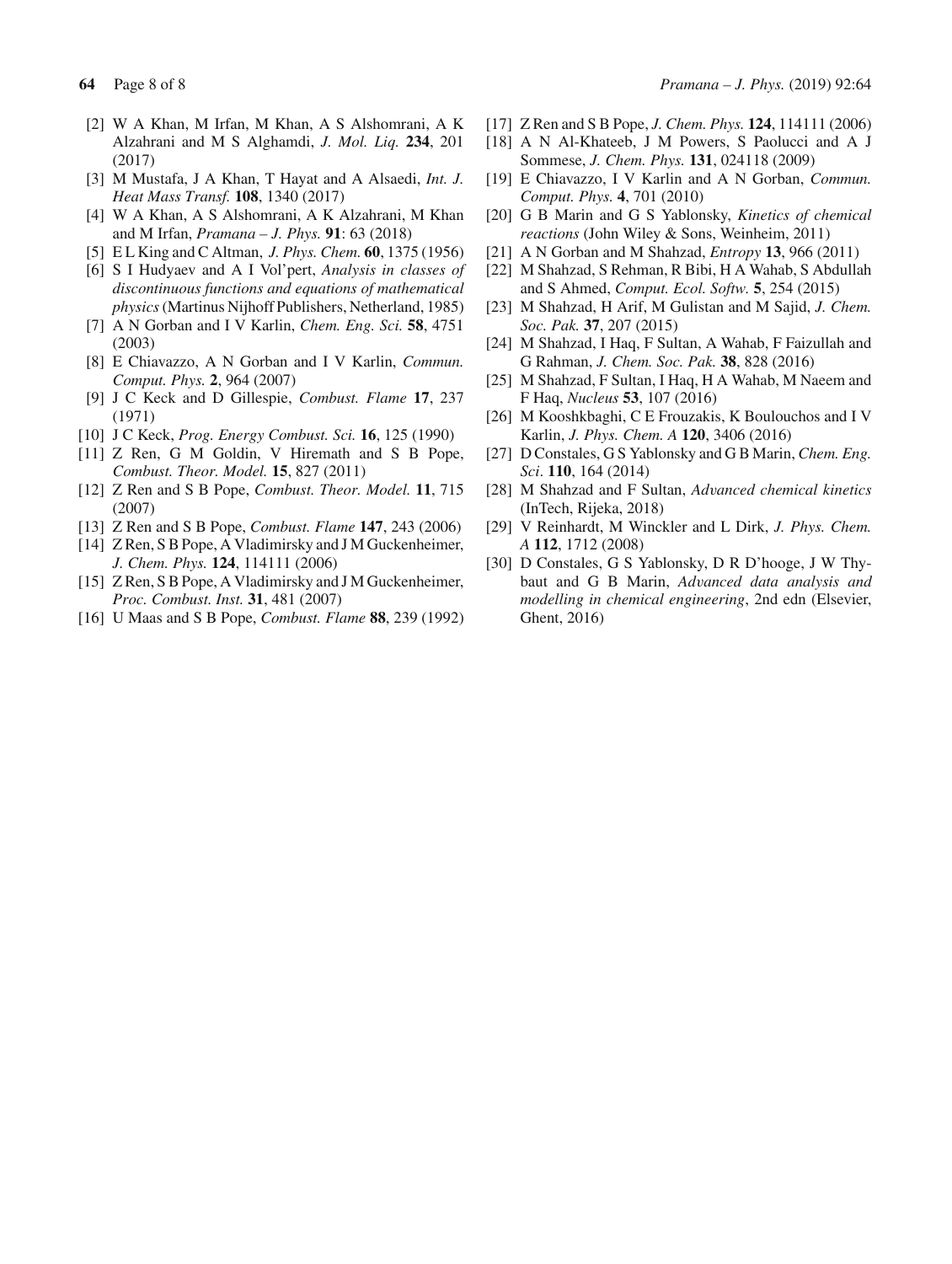[2] W A Khan, M Irfan, M Khan, A S Alshomrani, A K Alzahrani and M S Alghamdi, *J. Mol. Liq.* **234**, 201 (2017)

[3] M Mustafa, J A Khan, T Hayat and A Alsaedi, *Int. J. Heat Mass Transf.* **108**, 1340 (2017)

[4] W A Khan, A S Alshomrani, A K Alzahrani, M Khan and M Irfan, *Pramana – J. Phys.* **91**: 63 (2018)

[5] E L King and C Altman, *J. Phys. Chem.* **60**, 1375 (1956)

[6] S I Hudyaev and A I Vol'pert, *Analysis in classes of discontinuous functions and equations of mathematical physics* (Martinus Nijhoff Publishers, Netherland, 1985)

[7] A N Gorban and I V Karlin, *Chem. Eng. Sci.* **58**, 4751 (2003)

[8] E Chiavazzo, A N Gorban and I V Karlin, *Commun. Comput. Phys.* **2**, 964 (2007)

[9] J C Keck and D Gillespie, *Combust. Flame* **17**, 237 (1971)

[10] J C Keck, *Prog. Energy Combust. Sci.* **16**, 125 (1990)

[11] Z Ren, G M Goldin, V Hiremath and S B Pope, *Combust. Theor. Model.* **15**, 827 (2011)

[12] Z Ren and S B Pope, *Combust. Theor. Model.* **11**, 715 (2007)

[13] Z Ren and S B Pope, *Combust. Flame* **147**, 243 (2006)

[14] Z Ren, S B Pope, A Vladimirsky and J M Guckenheimer, *J. Chem. Phys.* **124**, 114111 (2006)

[15] Z Ren, S B Pope, A Vladimirsky and J M Guckenheimer, *Proc. Combust. Inst.* **31**, 481 (2007)

[16] U Maas and S B Pope, *Combust. Flame* **88**, 239 (1992)

[17] Z Ren and S B Pope, *J. Chem. Phys.* **124**, 114111 (2006)

[18] A N Al-Khateeb, J M Powers, S Paolucci and A J Sommese, *J. Chem. Phys.* **131**, 024118 (2009)

[19] E Chiavazzo, I V Karlin and A N Gorban, *Commun. Comput. Phys.* **4**, 701 (2010)

[20] G B Marin and G S Yablonsky, *Kinetics of chemical reactions* (John Wiley & Sons, Weinheim, 2011)

[21] A N Gorban and M Shahzad, *Entropy* **13**, 966 (2011)

[22] M Shahzad, S Rehman, R Bibi, H A Wahab, S Abdullah and S Ahmed, *Comput. Ecol. Softw.* **5**, 254 (2015)

[23] M Shahzad, H Arif, M Gulistan and M Sajid, *J. Chem. Soc. Pak.* **37**, 207 (2015)

[24] M Shahzad, I Haq, F Sultan, A Wahab, F Faizullah and G Rahman, *J. Chem. Soc. Pak.* **38**, 828 (2016)

[25] M Shahzad, F Sultan, I Haq, H A Wahab, M Naeem and F Haq, *Nucleus* **53**, 107 (2016)

[26] M Kooshkbaghi, C E Frouzakis, K Boulouchos and I V Karlin, *J. Phys. Chem. A* **120**, 3406 (2016)

[27] D Constales, G S Yablonsky and G B Marin, *Chem. Eng. Sci*. **110**, 164 (2014)

[28] M Shahzad and F Sultan, *Advanced chemical kinetics* (InTech, Rijeka, 2018)

[29] V Reinhardt, M Winckler and L Dirk, *J. Phys. Chem. A* **112**, 1712 (2008)

[30] D Constales, G S Yablonsky, D R D'hooge, J W Thybaut and G B Marin, *Advanced data analysis and modelling in chemical engineering*, 2nd edn (Elsevier, Ghent, 2016)